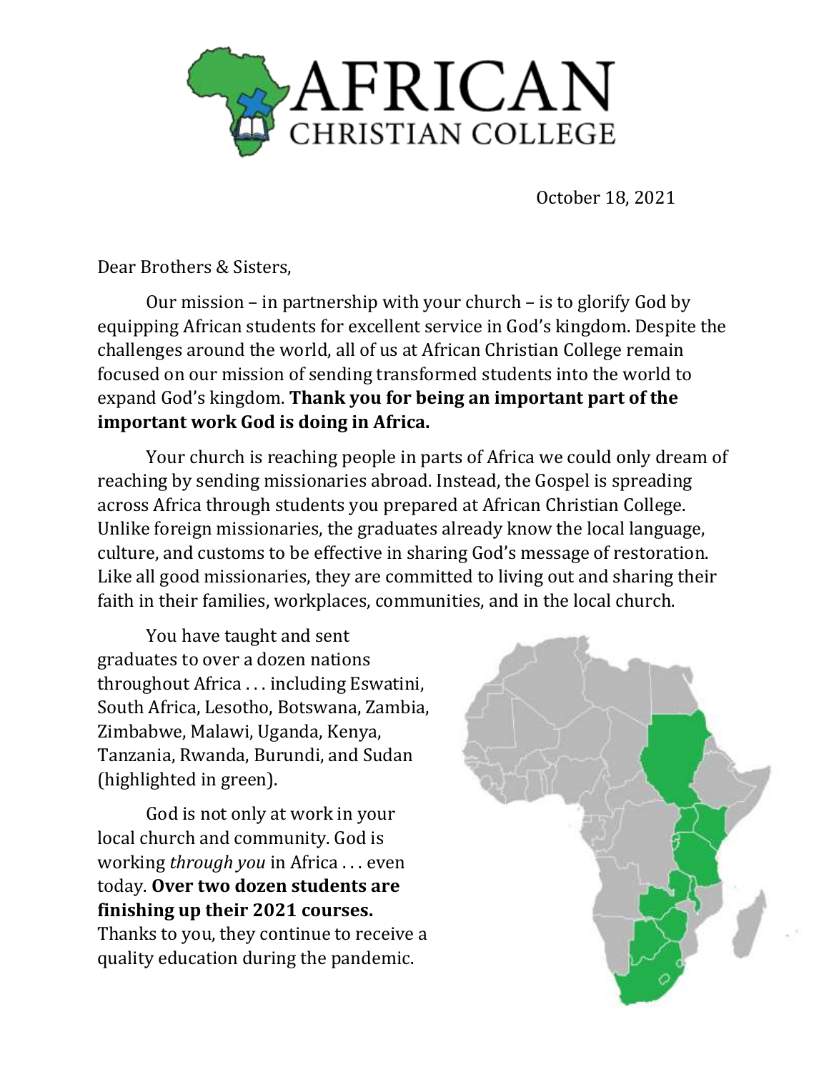# AFRICAN CHRISTIAN COLLEGE

October 18, 2021

Dear Brothers & Sisters,

Our mission – in partnership with your church – is to glorify God by equipping African students for excellent service in God's kingdom. Despite the challenges around the world, all of us at African Christian College remain focused on our mission of sending transformed students into the world to expand God's kingdom. **Thank you for being an important part of the important work God is doing in Africa.**

Your church is reaching people in parts of Africa we could only dream of reaching by sending missionaries abroad. Instead, the Gospel is spreading across Africa through students you prepared at African Christian College. Unlike foreign missionaries, the graduates already know the local language, culture, and customs to be effective in sharing God's message of restoration. Like all good missionaries, they are committed to living out and sharing their faith in their families, workplaces, communities, and in the local church.

You have taught and sent graduates to over a dozen nations throughout Africa . . . including Eswatini, South Africa, Lesotho, Botswana, Zambia, Zimbabwe, Malawi, Uganda, Kenya, Tanzania, Rwanda, Burundi, and Sudan (highlighted in green).

God is not only at work in your local church and community. God is working *through you* in Africa . . . even today. **Over two dozen students are finishing up their 2021 courses.** Thanks to you, they continue to receive a quality education during the pandemic.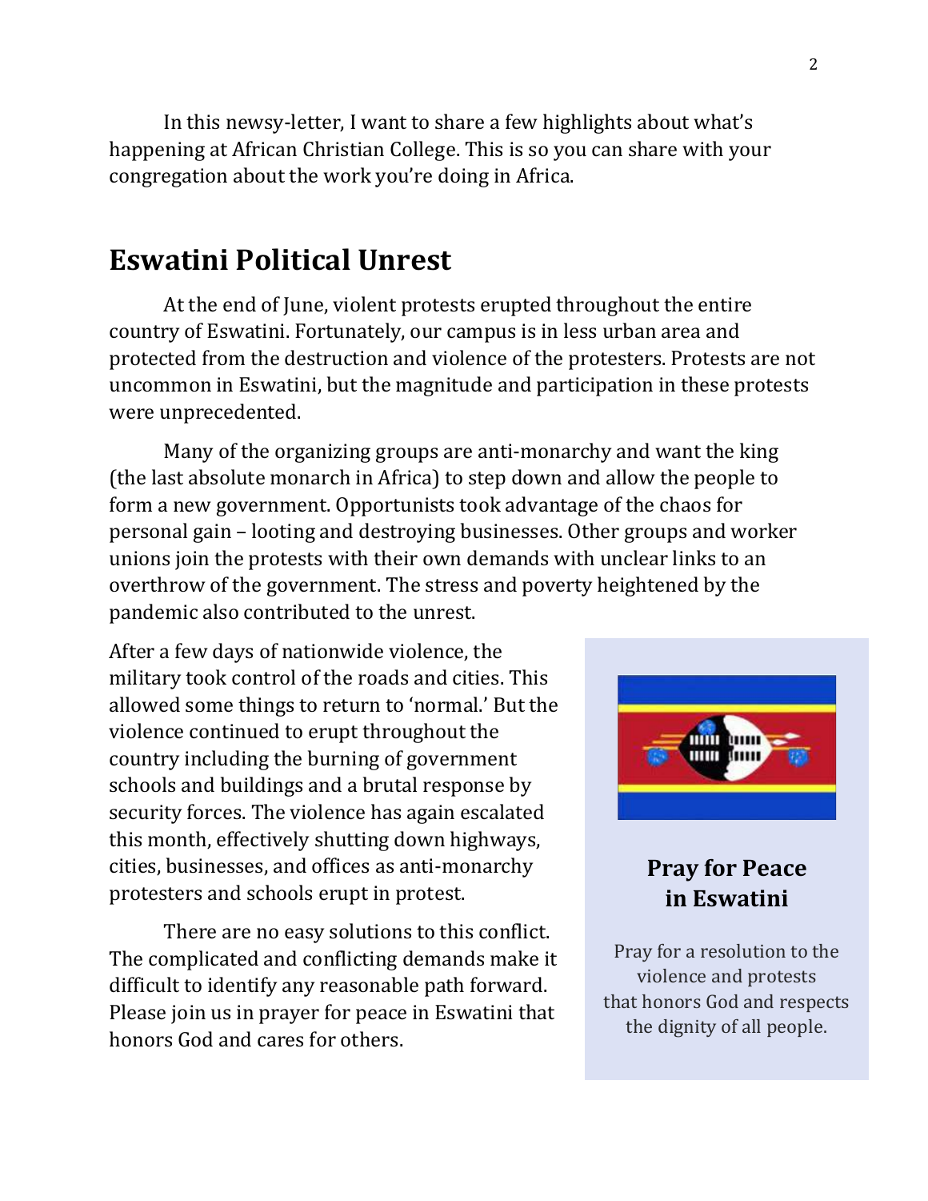In this newsy-letter, I want to share a few highlights about what's happening at African Christian College. This is so you can share with your congregation about the work you're doing in Africa.

## Eswatini Political Unrest

At the end of June, violent protests erupted throughout the entire country of Eswatini. Fortunately, our campus is in less urban area and protected from the destruction and violence of the protesters. Protests are not uncommon in Eswatini, but the magnitude and participation in these protests were unprecedented.

Many of the organizing groups are anti-monarchy and want the king (the last absolute monarch in Africa) to step down and allow the people to form a new government. Opportunists took advantage of the chaos for personal gain – looting and destroying businesses. Other groups and worker unions join the protests with their own demands with unclear links to an overthrow of the government. The stress and poverty heightened by the pandemic also contributed to the unrest.

After a few days of nationwide violence, the military took control of the roads and cities. This allowed some things to return to 'normal.' But the violence continued to erupt throughout the country including the burning of government schools and buildings and a brutal response by security forces. The violence has again escalated this month, effectively shutting down highways, cities, businesses, and offices as anti-monarchy protesters and schools erupt in protest.

There are no easy solutions to this conflict. The complicated and conflicting demands make it difficult to identify any reasonable path forward. Please join us in prayer for peace in Eswatini that honors God and cares for others.

**Pray for Peace in Eswatini**

Pray for a resolution to the violence and protests that honors God and respects the dignity of all people.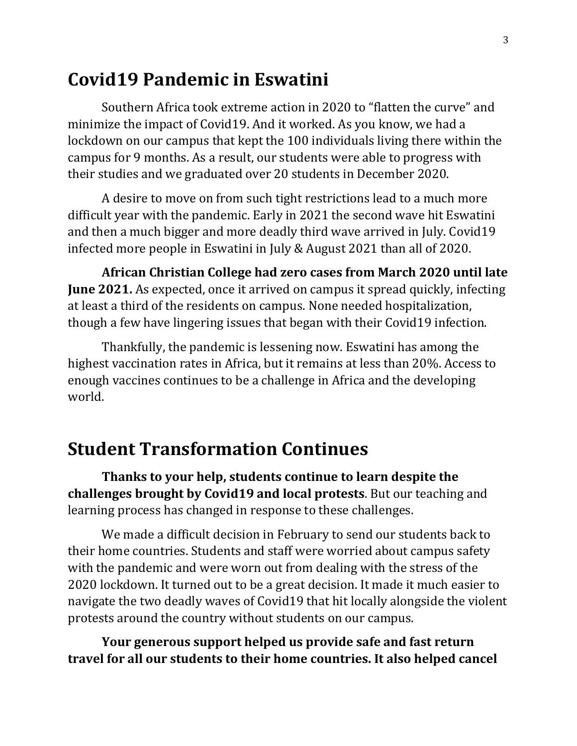## Covid19 Pandemic in Eswatini

Southern Africa took extreme action in 2020 to "flatten the curve" and minimize the impact of Covid19. And it worked. As you know, we had a lockdown on our campus that kept the 100 individuals living there within the campus for 9 months. As a result, our students were able to progress with their studies and we graduated over 20 students in December 2020.

A desire to move on from such tight restrictions lead to a much more difficult year with the pandemic. Early in 2021 the second wave hit Eswatini and then a much bigger and more deadly third wave arrived in July. Covid19 infected more people in Eswatini in July & August 2021 than all of 2020.

**African Christian College had zero cases from March 2020 until late June 2021.** As expected, once it arrived on campus it spread quickly, infecting at least a third of the residents on campus. None needed hospitalization, though a few have lingering issues that began with their Covid19 infection.

Thankfully, the pandemic is lessening now. Eswatini has among the highest vaccination rates in Africa, but it remains at less than 20%. Access to enough vaccines continues to be a challenge in Africa and the developing world.

## Student Transformation Continues

**Thanks to your help, students continue to learn despite the challenges brought by Covid19 and local protests**. But our teaching and learning process has changed in response to these challenges.

We made a difficult decision in February to send our students back to their home countries. Students and staff were worried about campus safety with the pandemic and were worn out from dealing with the stress of the 2020 lockdown. It turned out to be a great decision. It made it much easier to navigate the two deadly waves of Covid19 that hit locally alongside the violent protests around the country without students on our campus.

**Your generous support helped us provide safe and fast return travel for all our students to their home countries. It also helped cancel**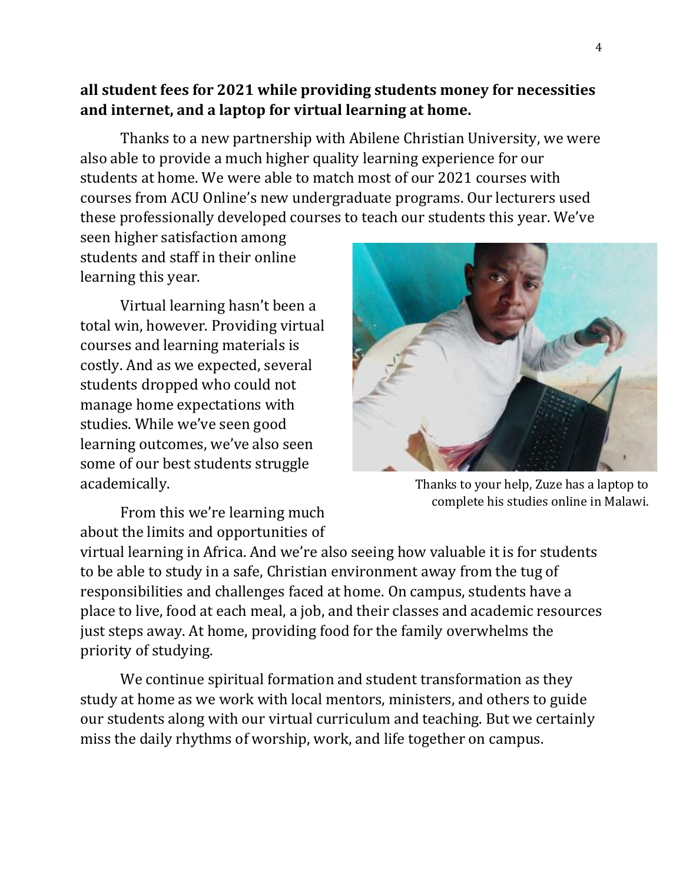**all student fees for 2021 while providing students money for necessities and internet, and a laptop for virtual learning at home.**

Thanks to a new partnership with Abilene Christian University, we were also able to provide a much higher quality learning experience for our students at home. We were able to match most of our 2021 courses with courses from ACU Online's new undergraduate programs. Our lecturers used these professionally developed courses to teach our students this year. We've seen higher satisfaction among students and staff in their online learning this year.

Virtual learning hasn't been a total win, however. Providing virtual courses and learning materials is costly. And as we expected, several students dropped who could not manage home expectations with studies. While we've seen good learning outcomes, we've also seen some of our best students struggle academically.

Thanks to your help, Zuze has a laptop to complete his studies online in Malawi.

From this we're learning much about the limits and opportunities of virtual learning in Africa. And we're also seeing how valuable it is for students to be able to study in a safe, Christian environment away from the tug of responsibilities and challenges faced at home. On campus, students have a place to live, food at each meal, a job, and their classes and academic resources just steps away. At home, providing food for the family overwhelms the priority of studying.

We continue spiritual formation and student transformation as they study at home as we work with local mentors, ministers, and others to guide our students along with our virtual curriculum and teaching. But we certainly miss the daily rhythms of worship, work, and life together on campus.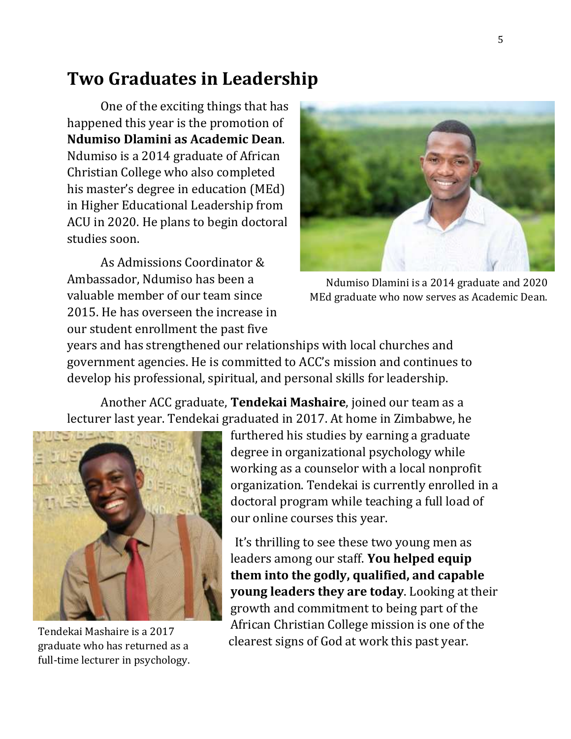# Two Graduates in Leadership

One of the exciting things that has happened this year is the promotion of **Ndumiso Dlamini as Academic Dean**. Ndumiso is a 2014 graduate of African Christian College who also completed his master's degree in education (MEd) in Higher Educational Leadership from ACU in 2020. He plans to begin doctoral studies soon.

Ndumiso Dlamini is a 2014 graduate and 2020 MEd graduate who now serves as Academic Dean.

As Admissions Coordinator & Ambassador, Ndumiso has been a valuable member of our team since 2015. He has overseen the increase in our student enrollment the past five years and has strengthened our relationships with local churches and government agencies. He is committed to ACC's mission and continues to develop his professional, spiritual, and personal skills for leadership.

Another ACC graduate, **Tendekai Mashaire**, joined our team as a lecturer last year. Tendekai graduated in 2017. At home in Zimbabwe, he furthered his studies by earning a graduate degree in organizational psychology while working as a counselor with a local nonprofit organization. Tendekai is currently enrolled in a doctoral program while teaching a full load of our online courses this year.

Tendekai Mashaire is a 2017 graduate who has returned as a full-time lecturer in psychology.

It's thrilling to see these two young men as leaders among our staff. **You helped equip them into the godly, qualified, and capable young leaders they are today**. Looking at their growth and commitment to being part of the African Christian College mission is one of the clearest signs of God at work this past year.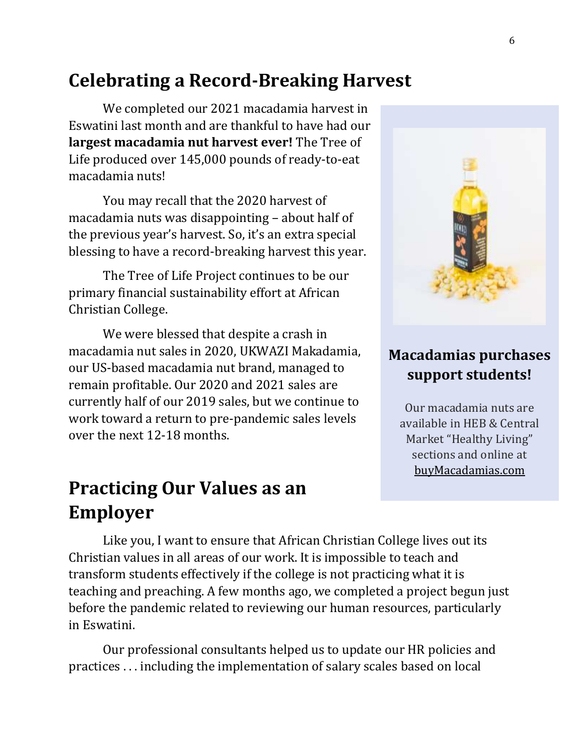## Celebrating a Record-Breaking Harvest

We completed our 2021 macadamia harvest in Eswatini last month and are thankful to have had our **largest macadamia nut harvest ever!** The Tree of Life produced over 145,000 pounds of ready-to-eat macadamia nuts!

You may recall that the 2020 harvest of macadamia nuts was disappointing – about half of the previous year's harvest. So, it's an extra special blessing to have a record-breaking harvest this year.

The Tree of Life Project continues to be our primary financial sustainability effort at African Christian College.

We were blessed that despite a crash in macadamia nut sales in 2020, UKWAZI Makadamia, our US-based macadamia nut brand, managed to remain profitable. Our 2020 and 2021 sales are currently half of our 2019 sales, but we continue to work toward a return to pre-pandemic sales levels over the next 12-18 months.

### Macadamias purchases support students!

Our macadamia nuts are available in HEB & Central Market "Healthy Living" sections and online at buyMacadamias.com

## Practicing Our Values as an Employer

Like you, I want to ensure that African Christian College lives out its Christian values in all areas of our work. It is impossible to teach and transform students effectively if the college is not practicing what it is teaching and preaching. A few months ago, we completed a project begun just before the pandemic related to reviewing our human resources, particularly in Eswatini.

Our professional consultants helped us to update our HR policies and practices . . . including the implementation of salary scales based on local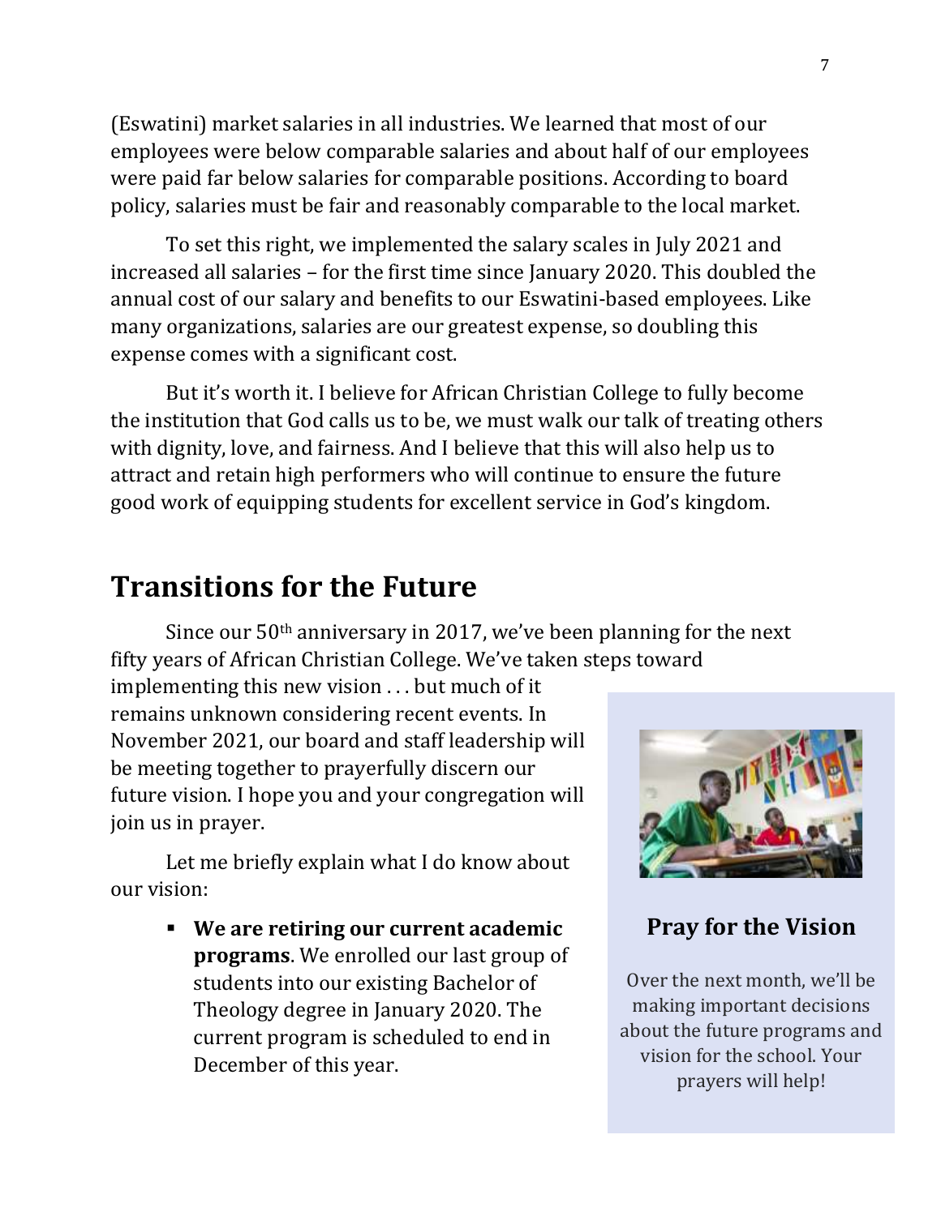(Eswatini) market salaries in all industries. We learned that most of our employees were below comparable salaries and about half of our employees were paid far below salaries for comparable positions. According to board policy, salaries must be fair and reasonably comparable to the local market.

To set this right, we implemented the salary scales in July 2021 and increased all salaries – for the first time since January 2020. This doubled the annual cost of our salary and benefits to our Eswatini-based employees. Like many organizations, salaries are our greatest expense, so doubling this expense comes with a significant cost.

But it's worth it. I believe for African Christian College to fully become the institution that God calls us to be, we must walk our talk of treating others with dignity, love, and fairness. And I believe that this will also help us to attract and retain high performers who will continue to ensure the future good work of equipping students for excellent service in God's kingdom.

## Transitions for the Future

Since our 50th anniversary in 2017, we've been planning for the next fifty years of African Christian College. We've taken steps toward implementing this new vision . . . but much of it remains unknown considering recent events. In November 2021, our board and staff leadership will be meeting together to prayerfully discern our future vision. I hope you and your congregation will join us in prayer.

Let me briefly explain what I do know about our vision:

- **We are retiring our current academic programs**. We enrolled our last group of students into our existing Bachelor of Theology degree in January 2020. The current program is scheduled to end in December of this year.

### Pray for the Vision

Over the next month, we'll be making important decisions about the future programs and vision for the school. Your prayers will help!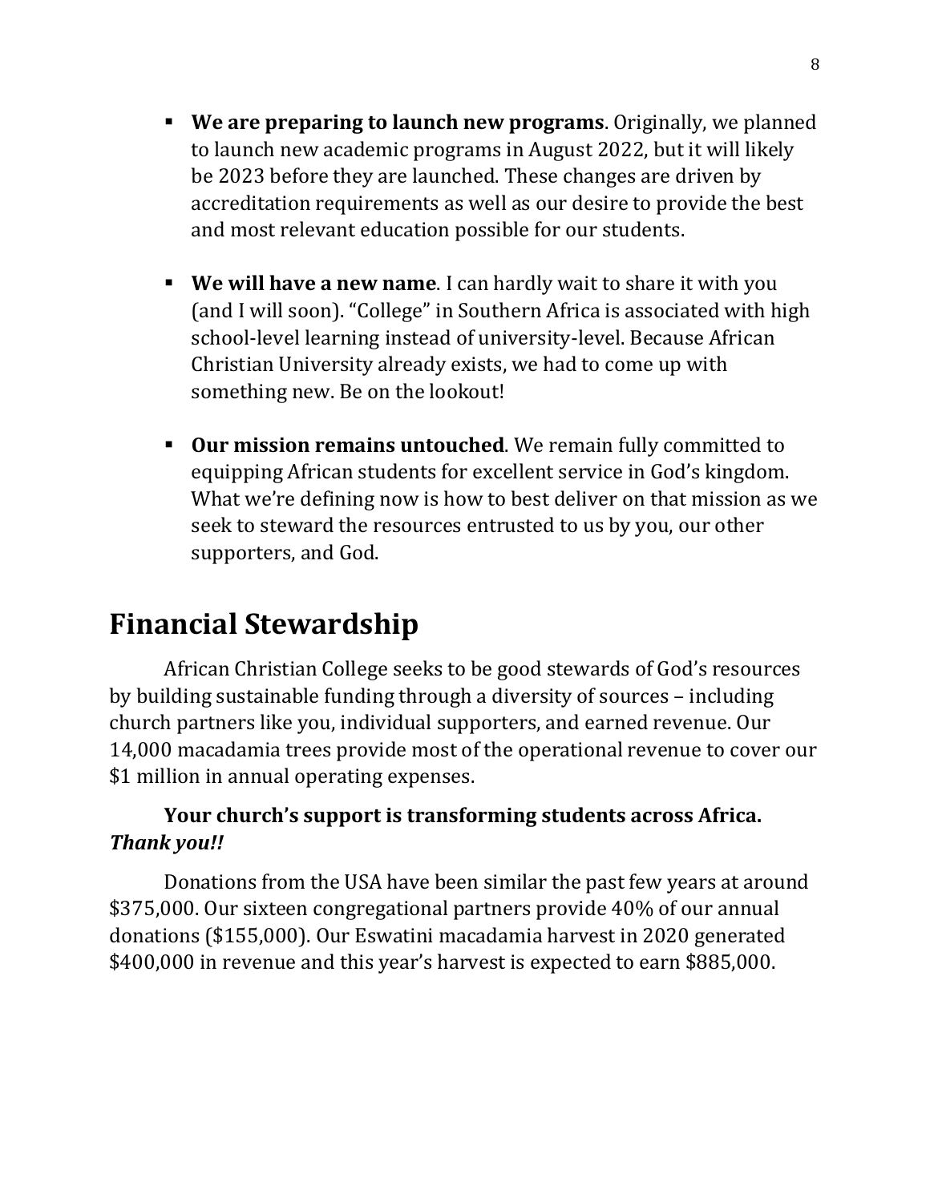- **We are preparing to launch new programs**. Originally, we planned to launch new academic programs in August 2022, but it will likely be 2023 before they are launched. These changes are driven by accreditation requirements as well as our desire to provide the best and most relevant education possible for our students.

- **We will have a new name**. I can hardly wait to share it with you (and I will soon). "College" in Southern Africa is associated with high school-level learning instead of university-level. Because African Christian University already exists, we had to come up with something new. Be on the lookout!

- **Our mission remains untouched**. We remain fully committed to equipping African students for excellent service in God's kingdom. What we're defining now is how to best deliver on that mission as we seek to steward the resources entrusted to us by you, our other supporters, and God.

# Financial Stewardship

African Christian College seeks to be good stewards of God's resources by building sustainable funding through a diversity of sources – including church partners like you, individual supporters, and earned revenue. Our 14,000 macadamia trees provide most of the operational revenue to cover our $1 million in annual operating expenses.

**Your church's support is transforming students across Africa. *Thank you!!***

Donations from the USA have been similar the past few years at around $375,000. Our sixteen congregational partners provide 40% of our annual donations ($155,000). Our Eswatini macadamia harvest in 2020 generated $400,000 in revenue and this year's harvest is expected to earn $885,000.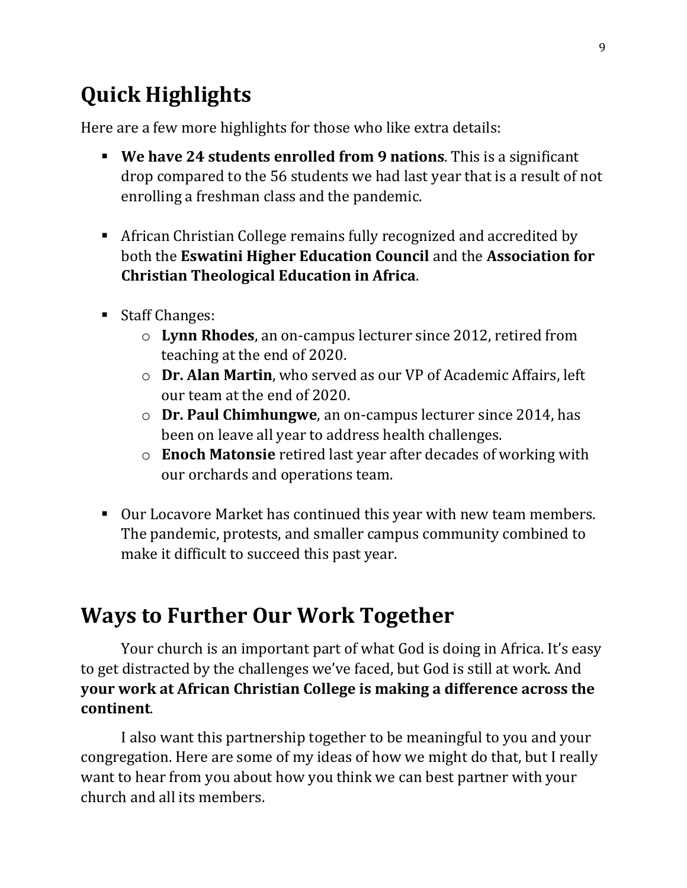## Quick Highlights

Here are a few more highlights for those who like extra details:

- **We have 24 students enrolled from 9 nations**. This is a significant drop compared to the 56 students we had last year that is a result of not enrolling a freshman class and the pandemic.

- African Christian College remains fully recognized and accredited by both the **Eswatini Higher Education Council** and the **Association for Christian Theological Education in Africa**.

- Staff Changes:
  - **Lynn Rhodes**, an on-campus lecturer since 2012, retired from teaching at the end of 2020.
  - **Dr. Alan Martin**, who served as our VP of Academic Affairs, left our team at the end of 2020.
  - **Dr. Paul Chimhungwe**, an on-campus lecturer since 2014, has been on leave all year to address health challenges.
  - **Enoch Matonsie** retired last year after decades of working with our orchards and operations team.

- Our Locavore Market has continued this year with new team members. The pandemic, protests, and smaller campus community combined to make it difficult to succeed this past year.

## Ways to Further Our Work Together

Your church is an important part of what God is doing in Africa. It's easy to get distracted by the challenges we've faced, but God is still at work. And **your work at African Christian College is making a difference across the continent**.

I also want this partnership together to be meaningful to you and your congregation. Here are some of my ideas of how we might do that, but I really want to hear from you about how you think we can best partner with your church and all its members.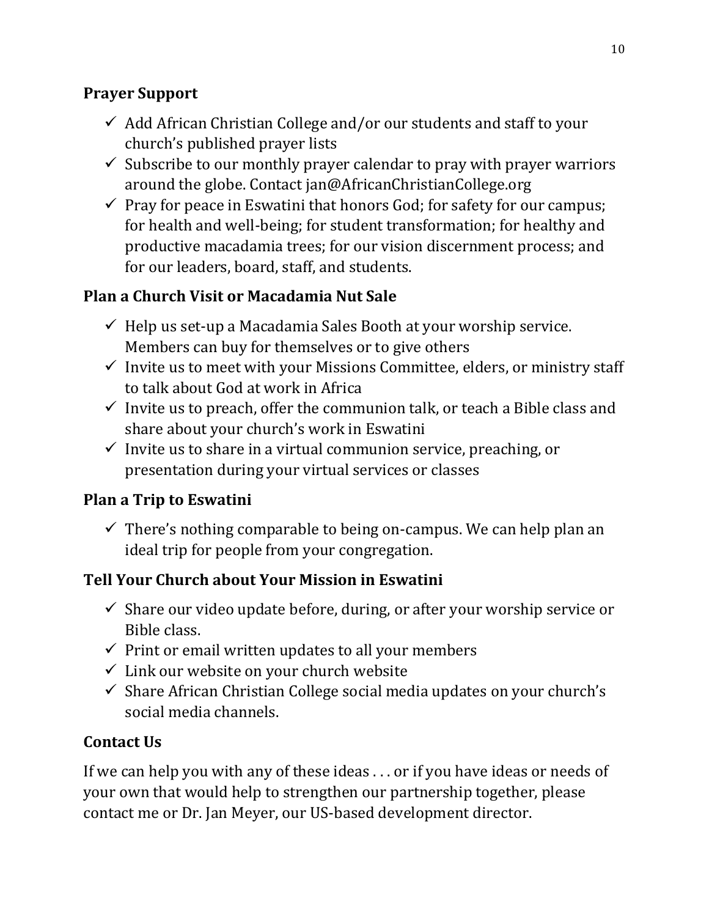## Prayer Support

- ✓ Add African Christian College and/or our students and staff to your church's published prayer lists
- ✓ Subscribe to our monthly prayer calendar to pray with prayer warriors around the globe. Contact jan@AfricanChristianCollege.org
- ✓ Pray for peace in Eswatini that honors God; for safety for our campus; for health and well-being; for student transformation; for healthy and productive macadamia trees; for our vision discernment process; and for our leaders, board, staff, and students.

## Plan a Church Visit or Macadamia Nut Sale

- ✓ Help us set-up a Macadamia Sales Booth at your worship service. Members can buy for themselves or to give others
- ✓ Invite us to meet with your Missions Committee, elders, or ministry staff to talk about God at work in Africa
- ✓ Invite us to preach, offer the communion talk, or teach a Bible class and share about your church's work in Eswatini
- ✓ Invite us to share in a virtual communion service, preaching, or presentation during your virtual services or classes

## Plan a Trip to Eswatini

- ✓ There's nothing comparable to being on-campus. We can help plan an ideal trip for people from your congregation.

## Tell Your Church about Your Mission in Eswatini

- ✓ Share our video update before, during, or after your worship service or Bible class.
- ✓ Print or email written updates to all your members
- ✓ Link our website on your church website
- ✓ Share African Christian College social media updates on your church's social media channels.

## Contact Us

If we can help you with any of these ideas . . . or if you have ideas or needs of your own that would help to strengthen our partnership together, please contact me or Dr. Jan Meyer, our US-based development director.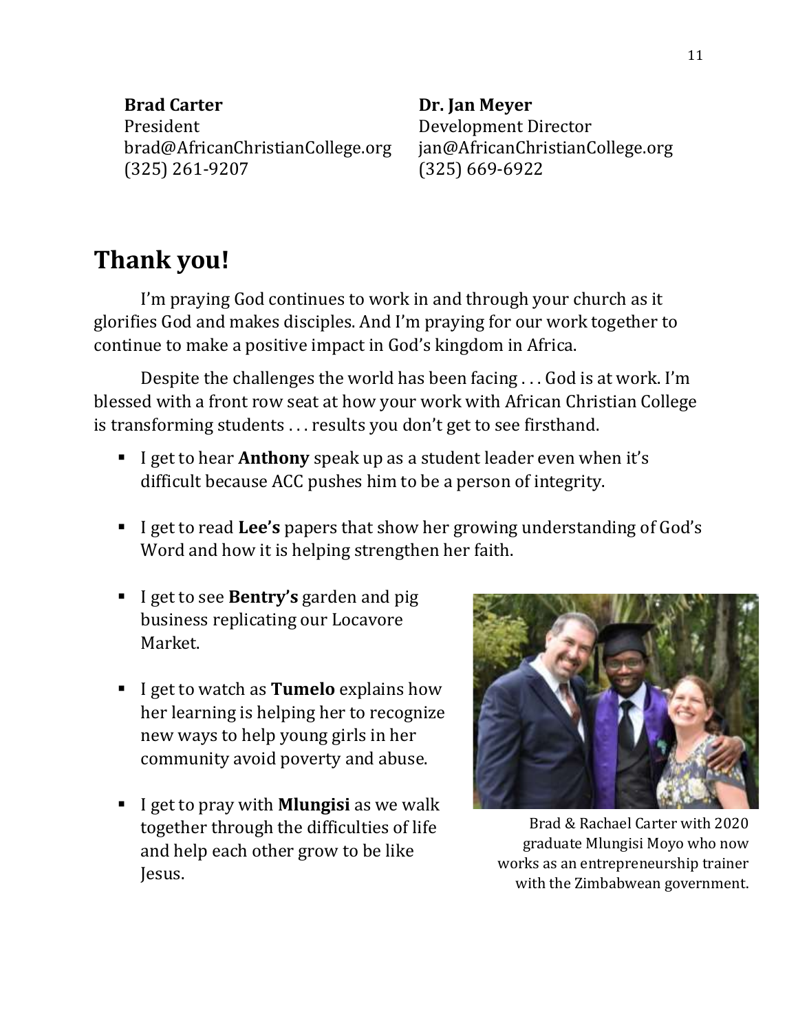**Brad Carter**
President
brad@AfricanChristianCollege.org
(325) 261-9207

**Dr. Jan Meyer**
Development Director
jan@AfricanChristianCollege.org
(325) 669-6922

# Thank you!

I'm praying God continues to work in and through your church as it glorifies God and makes disciples. And I'm praying for our work together to continue to make a positive impact in God's kingdom in Africa.

Despite the challenges the world has been facing . . . God is at work. I'm blessed with a front row seat at how your work with African Christian College is transforming students . . . results you don't get to see firsthand.

- I get to hear **Anthony** speak up as a student leader even when it's difficult because ACC pushes him to be a person of integrity.
- I get to read **Lee's** papers that show her growing understanding of God's Word and how it is helping strengthen her faith.
- I get to see **Bentry's** garden and pig business replicating our Locavore Market.
- I get to watch as **Tumelo** explains how her learning is helping her to recognize new ways to help young girls in her community avoid poverty and abuse.
- I get to pray with **Mlungisi** as we walk together through the difficulties of life and help each other grow to be like Jesus.

Brad & Rachael Carter with 2020 graduate Mlungisi Moyo who now works as an entrepreneurship trainer with the Zimbabwean government.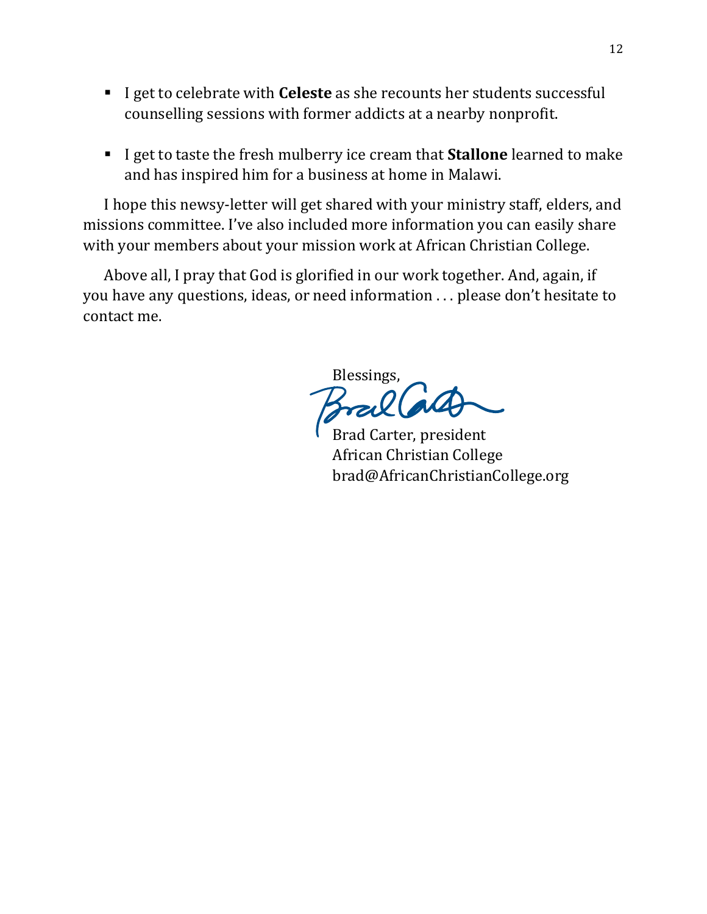- I get to celebrate with **Celeste** as she recounts her students successful counselling sessions with former addicts at a nearby nonprofit.

- I get to taste the fresh mulberry ice cream that **Stallone** learned to make and has inspired him for a business at home in Malawi.

I hope this newsy-letter will get shared with your ministry staff, elders, and missions committee. I've also included more information you can easily share with your members about your mission work at African Christian College.

Above all, I pray that God is glorified in our work together. And, again, if you have any questions, ideas, or need information . . . please don't hesitate to contact me.

Blessings,

Brad Carter, president
African Christian College
brad@AfricanChristianCollege.org